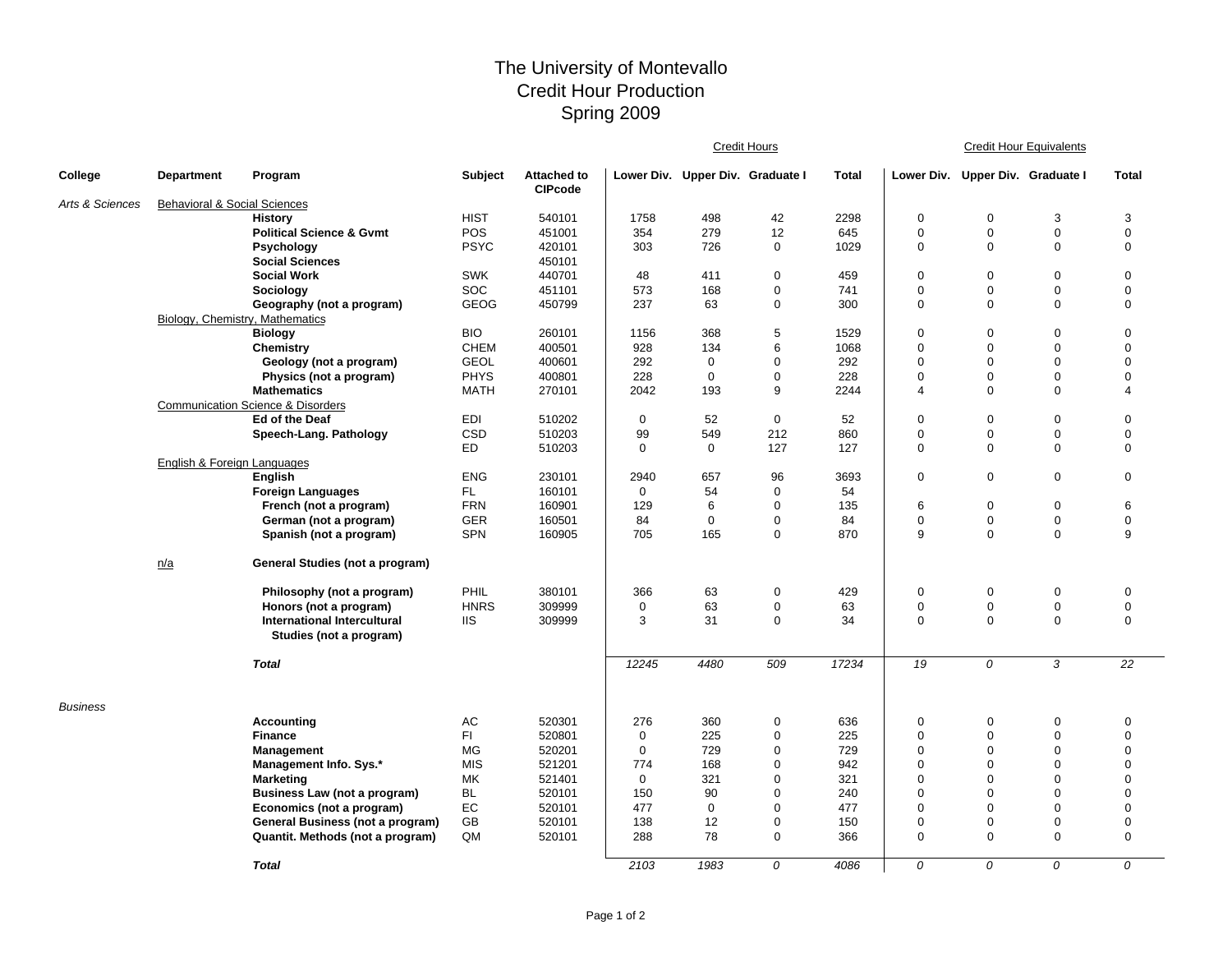# The University of Montevallo
## Credit Hour Production
## Spring 2009

| College | Department | Program | Subject | Attached to CIPcode | Credit Hours | | | | Credit Hour Equivalents | | | |
|---|---|---|---|---|---|---|---|---|---|---|---|---|
| | | | | | Lower Div. | Upper Div. | Graduate I | Total | Lower Div. | Upper Div. | Graduate I | Total |
| *Arts & Sciences* | Behavioral & Social Sciences | | | | | | | | | | | |
| | | **History** | HIST | 540101 | 1758 | 498 | 42 | 2298 | 0 | 0 | 3 | 3 |
| | | **Political Science & Gvmt** | POS | 451001 | 354 | 279 | 12 | 645 | 0 | 0 | 0 | 0 |
| | | **Psychology** | PSYC | 420101 | 303 | 726 | 0 | 1029 | 0 | 0 | 0 | 0 |
| | | **Social Sciences** | | 450101 | | | | | | | | |
| | | **Social Work** | SWK | 440701 | 48 | 411 | 0 | 459 | 0 | 0 | 0 | 0 |
| | | **Sociology** | SOC | 451101 | 573 | 168 | 0 | 741 | 0 | 0 | 0 | 0 |
| | | **Geography (not a program)** | GEOG | 450799 | 237 | 63 | 0 | 300 | 0 | 0 | 0 | 0 |
| | Biology, Chemistry, Mathematics | | | | | | | | | | | |
| | | **Biology** | BIO | 260101 | 1156 | 368 | 5 | 1529 | 0 | 0 | 0 | 0 |
| | | **Chemistry** | CHEM | 400501 | 928 | 134 | 6 | 1068 | 0 | 0 | 0 | 0 |
| | | **Geology (not a program)** | GEOL | 400601 | 292 | 0 | 0 | 292 | 0 | 0 | 0 | 0 |
| | | **Physics (not a program)** | PHYS | 400801 | 228 | 0 | 0 | 228 | 0 | 0 | 0 | 0 |
| | | **Mathematics** | MATH | 270101 | 2042 | 193 | 9 | 2244 | 4 | 0 | 0 | 4 |
| | Communication Science & Disorders | | | | | | | | | | | |
| | | **Ed of the Deaf** | EDI | 510202 | 0 | 52 | 0 | 52 | 0 | 0 | 0 | 0 |
| | | **Speech-Lang. Pathology** | CSD | 510203 | 99 | 549 | 212 | 860 | 0 | 0 | 0 | 0 |
| | | | ED | 510203 | 0 | 0 | 127 | 127 | 0 | 0 | 0 | 0 |
| | English & Foreign Languages | | | | | | | | | | | |
| | | **English** | ENG | 230101 | 2940 | 657 | 96 | 3693 | 0 | 0 | 0 | 0 |
| | | **Foreign Languages** | FL | 160101 | 0 | 54 | 0 | 54 | | | | |
| | | **French (not a program)** | FRN | 160901 | 129 | 6 | 0 | 135 | 6 | 0 | 0 | 6 |
| | | **German (not a program)** | GER | 160501 | 84 | 0 | 0 | 84 | 0 | 0 | 0 | 0 |
| | | **Spanish (not a program)** | SPN | 160905 | 705 | 165 | 0 | 870 | 9 | 0 | 0 | 9 |
| | n/a | **General Studies (not a program)** | | | | | | | | | | |
| | | **Philosophy (not a program)** | PHIL | 380101 | 366 | 63 | 0 | 429 | 0 | 0 | 0 | 0 |
| | | **Honors (not a program)** | HNRS | 309999 | 0 | 63 | 0 | 63 | 0 | 0 | 0 | 0 |
| | | **International Intercultural Studies (not a program)** | IIS | 309999 | 3 | 31 | 0 | 34 | 0 | 0 | 0 | 0 |
| | | ***Total*** | | | *12245* | *4480* | *509* | *17234* | *19* | *0* | *3* | *22* |
| *Business* | | | | | | | | | | | | |
| | | **Accounting** | AC | 520301 | 276 | 360 | 0 | 636 | 0 | 0 | 0 | 0 |
| | | **Finance** | FI | 520801 | 0 | 225 | 0 | 225 | 0 | 0 | 0 | 0 |
| | | **Management** | MG | 520201 | 0 | 729 | 0 | 729 | 0 | 0 | 0 | 0 |
| | | **Management Info. Sys.*** | MIS | 521201 | 774 | 168 | 0 | 942 | 0 | 0 | 0 | 0 |
| | | **Marketing** | MK | 521401 | 0 | 321 | 0 | 321 | 0 | 0 | 0 | 0 |
| | | **Business Law (not a program)** | BL | 520101 | 150 | 90 | 0 | 240 | 0 | 0 | 0 | 0 |
| | | **Economics (not a program)** | EC | 520101 | 477 | 0 | 0 | 477 | 0 | 0 | 0 | 0 |
| | | **General Business (not a program)** | GB | 520101 | 138 | 12 | 0 | 150 | 0 | 0 | 0 | 0 |
| | | **Quantit. Methods (not a program)** | QM | 520101 | 288 | 78 | 0 | 366 | 0 | 0 | 0 | 0 |
| | | ***Total*** | | | *2103* | *1983* | *0* | *4086* | *0* | *0* | *0* | *0* |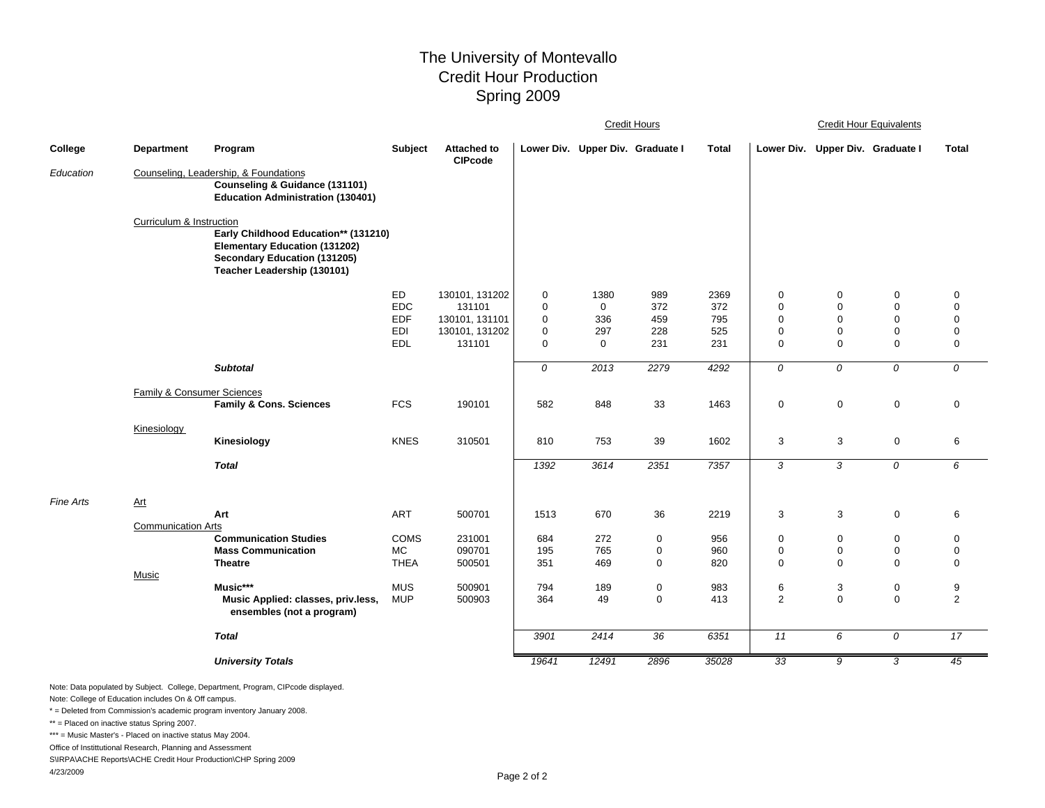# The University of Montevallo
## Credit Hour Production
## Spring 2009

| College | Department | Program | Subject | Attached to CIPcode | Credit Hours | | | | Credit Hour Equivalents | | | |
|---|---|---|---|---|---|---|---|---|---|---|---|---|
| | | | | | Lower Div. | Upper Div. | Graduate I | Total | Lower Div. | Upper Div. | Graduate I | Total |
| *Education* | Counseling, Leadership, & Foundations | | | | | | | | | | | |
| | | **Counseling & Guidance (131101)** | | | | | | | | | | |
| | | **Education Administration (130401)** | | | | | | | | | | |
| | Curriculum & Instruction | | | | | | | | | | | |
| | | **Early Childhood Education** (131210)** | | | | | | | | | | |
| | | **Elementary Education (131202)** | | | | | | | | | | |
| | | **Secondary Education (131205)** | | | | | | | | | | |
| | | **Teacher Leadership (130101)** | | | | | | | | | | |
| | | | ED | 130101, 131202 | 0 | 1380 | 989 | 2369 | 0 | 0 | 0 | 0 |
| | | | EDC | 131101 | 0 | 0 | 372 | 372 | 0 | 0 | 0 | 0 |
| | | | EDF | 130101, 131101 | 0 | 336 | 459 | 795 | 0 | 0 | 0 | 0 |
| | | | EDI | 130101, 131202 | 0 | 297 | 228 | 525 | 0 | 0 | 0 | 0 |
| | | | EDL | 131101 | 0 | 0 | 231 | 231 | 0 | 0 | 0 | 0 |
| | | ***Subtotal*** | | | *0* | *2013* | *2279* | *4292* | *0* | *0* | *0* | *0* |
| | Family & Consumer Sciences | | | | | | | | | | | |
| | | **Family & Cons. Sciences** | FCS | 190101 | 582 | 848 | 33 | 1463 | 0 | 0 | 0 | 0 |
| | Kinesiology | | | | | | | | | | | |
| | | **Kinesiology** | KNES | 310501 | 810 | 753 | 39 | 1602 | 3 | 3 | 0 | 6 |
| | | ***Total*** | | | *1392* | *3614* | *2351* | *7357* | *3* | *3* | *0* | *6* |
| *Fine Arts* | Art | | | | | | | | | | | |
| | | **Art** | ART | 500701 | 1513 | 670 | 36 | 2219 | 3 | 3 | 0 | 6 |
| | Communication Arts | | | | | | | | | | | |
| | | **Communication Studies** | COMS | 231001 | 684 | 272 | 0 | 956 | 0 | 0 | 0 | 0 |
| | | **Mass Communication** | MC | 090701 | 195 | 765 | 0 | 960 | 0 | 0 | 0 | 0 |
| | | **Theatre** | THEA | 500501 | 351 | 469 | 0 | 820 | 0 | 0 | 0 | 0 |
| | Music | | | | | | | | | | | |
| | | **Music***** | MUS | 500901 | 794 | 189 | 0 | 983 | 6 | 3 | 0 | 9 |
| | | **Music Applied: classes, priv.less, ensembles (not a program)** | MUP | 500903 | 364 | 49 | 0 | 413 | 2 | 0 | 0 | 2 |
| | | ***Total*** | | | *3901* | *2414* | *36* | *6351* | *11* | *6* | *0* | *17* |
| | | ***University Totals*** | | | *19641* | *12491* | *2896* | *35028* | *33* | *9* | *3* | *45* |

Note: Data populated by Subject. College, Department, Program, CIPcode displayed.

Note: College of Education includes On & Off campus.

* = Deleted from Commission's academic program inventory January 2008.

** = Placed on inactive status Spring 2007.

*** = Music Master's - Placed on inactive status May 2004.

Office of Instittutional Research, Planning and Assessment

S\IRPA\ACHE Reports\ACHE Credit Hour Production\CHP Spring 2009

4/23/2009